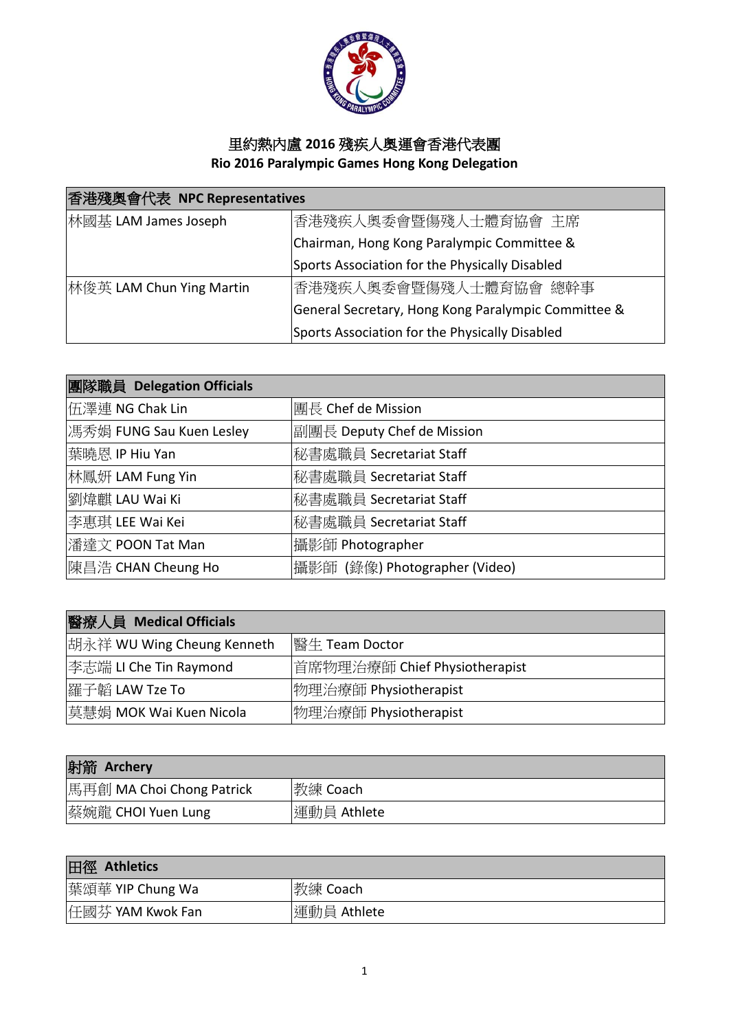# 里約熱內盧 2016 殘疾人奧運會香港代表團
## Rio 2016 Paralympic Games Hong Kong Delegation

| 香港殘奧會代表 **NPC Representatives** | |
|---|---|
| 林國基 LAM James Joseph | 香港殘疾人奧委會暨傷殘人士體育協會 主席<br>Chairman, Hong Kong Paralympic Committee &<br>Sports Association for the Physically Disabled |
| 林俊英 LAM Chun Ying Martin | 香港殘疾人奧委會暨傷殘人士體育協會 總幹事<br>General Secretary, Hong Kong Paralympic Committee &<br>Sports Association for the Physically Disabled |

| 團隊職員 **Delegation Officials** | |
|---|---|
| 伍澤連 NG Chak Lin | 團長 Chef de Mission |
| 馮秀娟 FUNG Sau Kuen Lesley | 副團長 Deputy Chef de Mission |
| 葉曉恩 IP Hiu Yan | 秘書處職員 Secretariat Staff |
| 林鳳妍 LAM Fung Yin | 秘書處職員 Secretariat Staff |
| 劉煒麒 LAU Wai Ki | 秘書處職員 Secretariat Staff |
| 李惠琪 LEE Wai Kei | 秘書處職員 Secretariat Staff |
| 潘達文 POON Tat Man | 攝影師 Photographer |
| 陳昌浩 CHAN Cheung Ho | 攝影師 (錄像) Photographer (Video) |

| 醫療人員 **Medical Officials** | |
|---|---|
| 胡永祥 WU Wing Cheung Kenneth | 醫生 Team Doctor |
| 李志端 LI Che Tin Raymond | 首席物理治療師 Chief Physiotherapist |
| 羅子韜 LAW Tze To | 物理治療師 Physiotherapist |
| 莫慧娟 MOK Wai Kuen Nicola | 物理治療師 Physiotherapist |

| 射箭 **Archery** | |
|---|---|
| 馬再創 MA Choi Chong Patrick | 教練 Coach |
| 蔡婉龍 CHOI Yuen Lung | 運動員 Athlete |

| 田徑 **Athletics** | |
|---|---|
| 葉頌華 YIP Chung Wa | 教練 Coach |
| 任國芬 YAM Kwok Fan | 運動員 Athlete |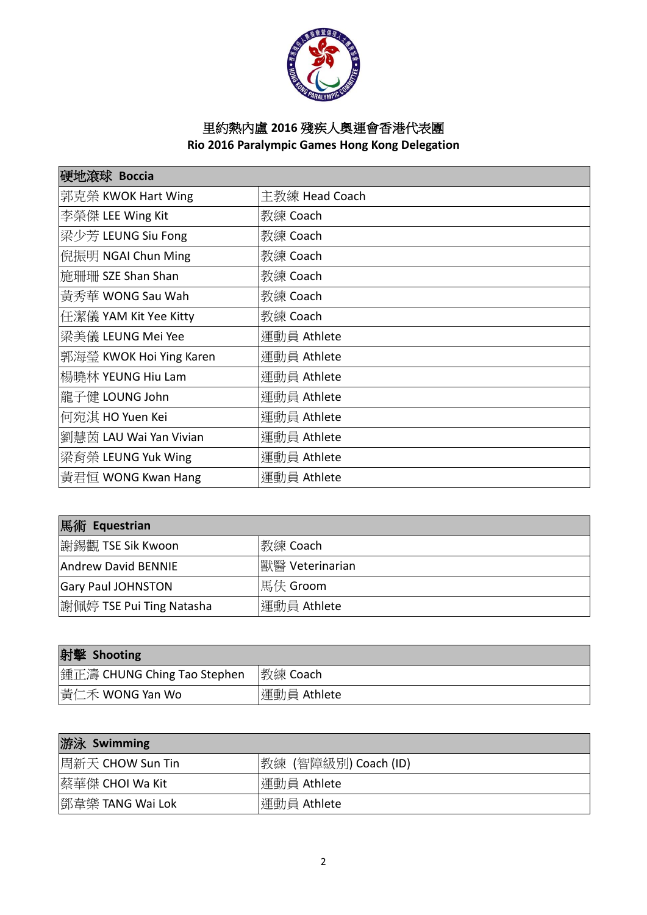# 里約熱內盧 2016 殘疾人奧運會香港代表團

## Rio 2016 Paralympic Games Hong Kong Delegation

| 硬地滾球 Boccia | |
|---|---|
| 郭克榮 KWOK Hart Wing | 主教練 Head Coach |
| 李榮傑 LEE Wing Kit | 教練 Coach |
| 梁少芳 LEUNG Siu Fong | 教練 Coach |
| 倪振明 NGAI Chun Ming | 教練 Coach |
| 施珊珊 SZE Shan Shan | 教練 Coach |
| 黃秀華 WONG Sau Wah | 教練 Coach |
| 任潔儀 YAM Kit Yee Kitty | 教練 Coach |
| 梁美儀 LEUNG Mei Yee | 運動員 Athlete |
| 郭海瑩 KWOK Hoi Ying Karen | 運動員 Athlete |
| 楊曉林 YEUNG Hiu Lam | 運動員 Athlete |
| 龍子健 LOUNG John | 運動員 Athlete |
| 何宛淇 HO Yuen Kei | 運動員 Athlete |
| 劉慧茵 LAU Wai Yan Vivian | 運動員 Athlete |
| 梁育榮 LEUNG Yuk Wing | 運動員 Athlete |
| 黃君恒 WONG Kwan Hang | 運動員 Athlete |

| 馬術 Equestrian | |
|---|---|
| 謝錫觀 TSE Sik Kwoon | 教練 Coach |
| Andrew David BENNIE | 獸醫 Veterinarian |
| Gary Paul JOHNSTON | 馬伕 Groom |
| 謝佩婷 TSE Pui Ting Natasha | 運動員 Athlete |

| 射擊 Shooting | |
|---|---|
| 鍾正濤 CHUNG Ching Tao Stephen | 教練 Coach |
| 黃仁禾 WONG Yan Wo | 運動員 Athlete |

| 游泳 Swimming | |
|---|---|
| 周新天 CHOW Sun Tin | 教練 (智障級別) Coach (ID) |
| 蔡華傑 CHOI Wa Kit | 運動員 Athlete |
| 鄧韋樂 TANG Wai Lok | 運動員 Athlete |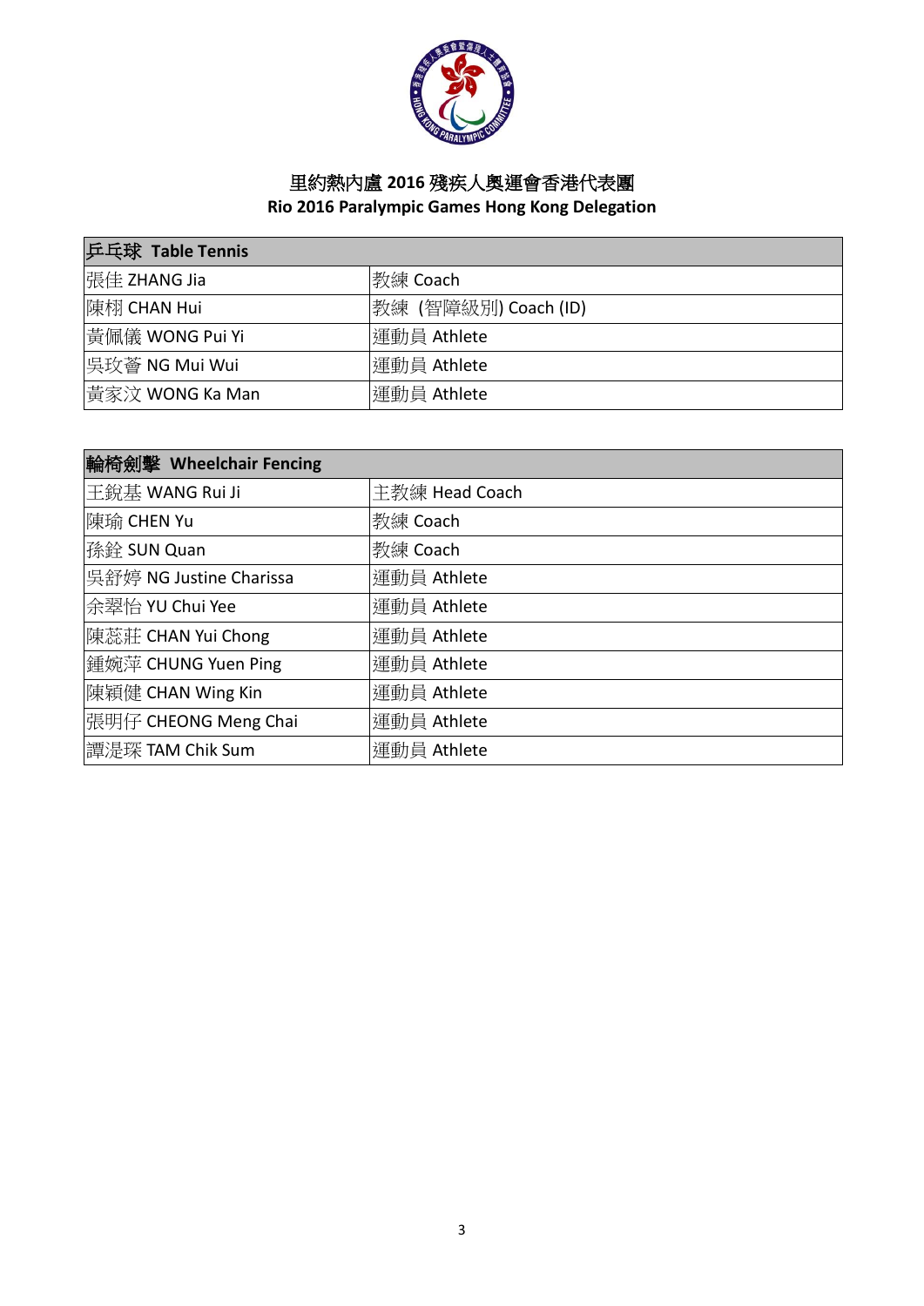# 里約熱內盧 2016 殘疾人奧運會香港代表團
## Rio 2016 Paralympic Games Hong Kong Delegation

| 乒乓球 Table Tennis | |
|---|---|
| 張佳 ZHANG Jia | 教練 Coach |
| 陳栩 CHAN Hui | 教練 (智障級別) Coach (ID) |
| 黃佩儀 WONG Pui Yi | 運動員 Athlete |
| 吳玫薈 NG Mui Wui | 運動員 Athlete |
| 黃家汶 WONG Ka Man | 運動員 Athlete |

| 輪椅劍擊 Wheelchair Fencing | |
|---|---|
| 王銳基 WANG Rui Ji | 主教練 Head Coach |
| 陳瑜 CHEN Yu | 教練 Coach |
| 孫銓 SUN Quan | 教練 Coach |
| 吳舒婷 NG Justine Charissa | 運動員 Athlete |
| 余翠怡 YU Chui Yee | 運動員 Athlete |
| 陳蕊莊 CHAN Yui Chong | 運動員 Athlete |
| 鍾婉萍 CHUNG Yuen Ping | 運動員 Athlete |
| 陳穎健 CHAN Wing Kin | 運動員 Athlete |
| 張明仔 CHEONG Meng Chai | 運動員 Athlete |
| 譚湜琛 TAM Chik Sum | 運動員 Athlete |